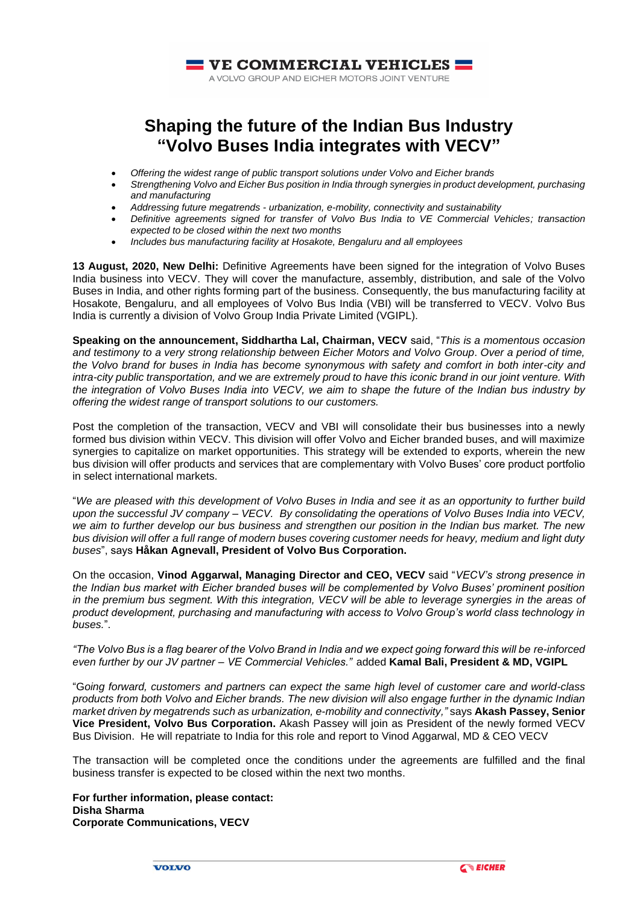**VE COMMERCIAL VEHICLES**
A VOLVO GROUP AND EICHER MOTORS JOINT VENTURE

# Shaping the future of the Indian Bus Industry "Volvo Buses India integrates with VECV"

- *Offering the widest range of public transport solutions under Volvo and Eicher brands*
- *Strengthening Volvo and Eicher Bus position in India through synergies in product development, purchasing and manufacturing*
- *Addressing future megatrends - urbanization, e-mobility, connectivity and sustainability*
- *Definitive agreements signed for transfer of Volvo Bus India to VE Commercial Vehicles; transaction expected to be closed within the next two months*
- *Includes bus manufacturing facility at Hosakote, Bengaluru and all employees*

**13 August, 2020, New Delhi:** Definitive Agreements have been signed for the integration of Volvo Buses India business into VECV. They will cover the manufacture, assembly, distribution, and sale of the Volvo Buses in India, and other rights forming part of the business. Consequently, the bus manufacturing facility at Hosakote, Bengaluru, and all employees of Volvo Bus India (VBI) will be transferred to VECV. Volvo Bus India is currently a division of Volvo Group India Private Limited (VGIPL).

**Speaking on the announcement, Siddhartha Lal, Chairman, VECV** said, "*This is a momentous occasion and testimony to a very strong relationship between Eicher Motors and Volvo Group*. *Over a period of time, the Volvo brand for buses in India has become synonymous with safety and comfort in both inter-city and intra-city public transportation, and* we *are extremely proud to have this iconic brand in our joint venture. With the integration of Volvo Buses India into VECV, we aim to shape the future of the Indian bus industry by offering the widest range of transport solutions to our customers.*

Post the completion of the transaction, VECV and VBI will consolidate their bus businesses into a newly formed bus division within VECV. This division will offer Volvo and Eicher branded buses, and will maximize synergies to capitalize on market opportunities. This strategy will be extended to exports, wherein the new bus division will offer products and services that are complementary with Volvo Buses' core product portfolio in select international markets.

"*We are pleased with this development of Volvo Buses in India and see it as an opportunity to further build upon the successful JV company – VECV. By consolidating the operations of Volvo Buses India into VECV, we aim to further develop our bus business and strengthen our position in the Indian bus market. The new bus division will offer a full range of modern buses covering customer needs for heavy, medium and light duty buses*", says **Håkan Agnevall, President of Volvo Bus Corporation.**

On the occasion, **Vinod Aggarwal, Managing Director and CEO, VECV** said "*VECV's strong presence in the Indian bus market with Eicher branded buses will be complemented by Volvo Buses' prominent position in the premium bus segment. With this integration, VECV will be able to leverage synergies in the areas of product development, purchasing and manufacturing with access to Volvo Group's world class technology in buses.*".

*"The Volvo Bus is a flag bearer of the Volvo Brand in India and we expect going forward this will be re-inforced even further by our JV partner – VE Commercial Vehicles."* added **Kamal Bali, President & MD, VGIPL**

"*Going forward, customers and partners can expect the same high level of customer care and world-class products from both Volvo and Eicher brands. The new division will also engage further in the dynamic Indian market driven by megatrends such as urbanization, e-mobility and connectivity,"* says **Akash Passey, Senior Vice President, Volvo Bus Corporation.** Akash Passey will join as President of the newly formed VECV Bus Division. He will repatriate to India for this role and report to Vinod Aggarwal, MD & CEO VECV

The transaction will be completed once the conditions under the agreements are fulfilled and the final business transfer is expected to be closed within the next two months.

**For further information, please contact:**
**Disha Sharma**
**Corporate Communications, VECV**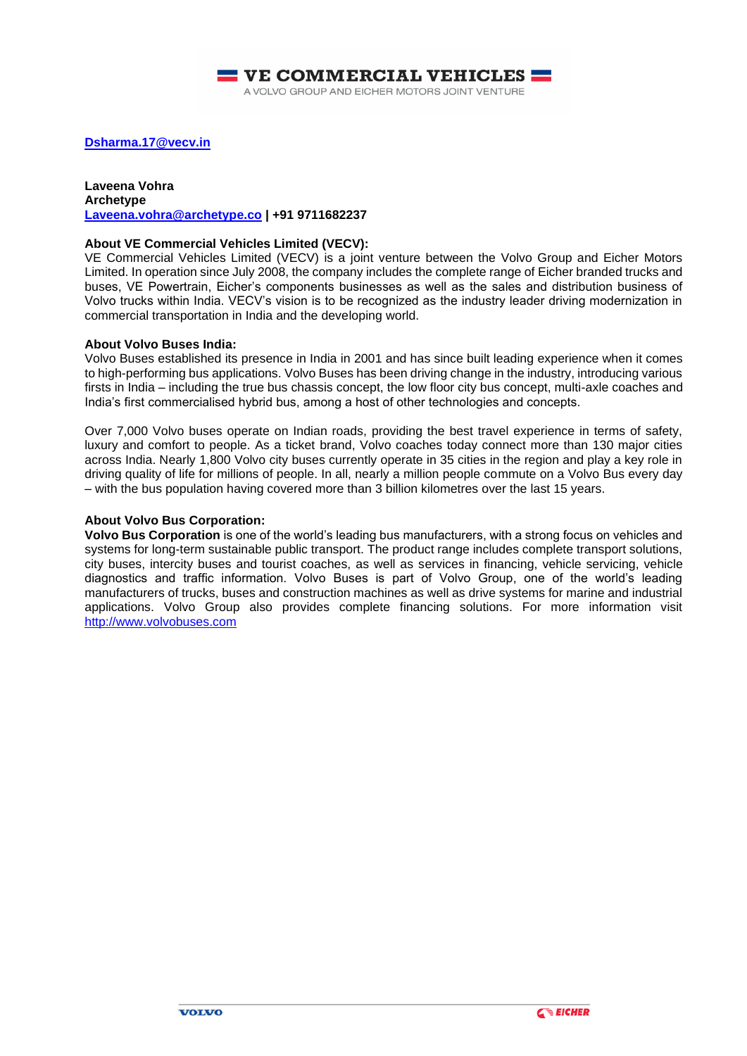**VE COMMERCIAL VEHICLES**
A VOLVO GROUP AND EICHER MOTORS JOINT VENTURE

**Dsharma.17@vecv.in**

**Laveena Vohra**
**Archetype**
**Laveena.vohra@archetype.co | +91 9711682237**

**About VE Commercial Vehicles Limited (VECV):**
VE Commercial Vehicles Limited (VECV) is a joint venture between the Volvo Group and Eicher Motors Limited. In operation since July 2008, the company includes the complete range of Eicher branded trucks and buses, VE Powertrain, Eicher's components businesses as well as the sales and distribution business of Volvo trucks within India. VECV's vision is to be recognized as the industry leader driving modernization in commercial transportation in India and the developing world.

**About Volvo Buses India:**
Volvo Buses established its presence in India in 2001 and has since built leading experience when it comes to high-performing bus applications. Volvo Buses has been driving change in the industry, introducing various firsts in India – including the true bus chassis concept, the low floor city bus concept, multi-axle coaches and India's first commercialised hybrid bus, among a host of other technologies and concepts.

Over 7,000 Volvo buses operate on Indian roads, providing the best travel experience in terms of safety, luxury and comfort to people. As a ticket brand, Volvo coaches today connect more than 130 major cities across India. Nearly 1,800 Volvo city buses currently operate in 35 cities in the region and play a key role in driving quality of life for millions of people. In all, nearly a million people commute on a Volvo Bus every day – with the bus population having covered more than 3 billion kilometres over the last 15 years.

**About Volvo Bus Corporation:**
**Volvo Bus Corporation** is one of the world's leading bus manufacturers, with a strong focus on vehicles and systems for long-term sustainable public transport. The product range includes complete transport solutions, city buses, intercity buses and tourist coaches, as well as services in financing, vehicle servicing, vehicle diagnostics and traffic information. Volvo Buses is part of Volvo Group, one of the world's leading manufacturers of trucks, buses and construction machines as well as drive systems for marine and industrial applications. Volvo Group also provides complete financing solutions. For more information visit http://www.volvobuses.com